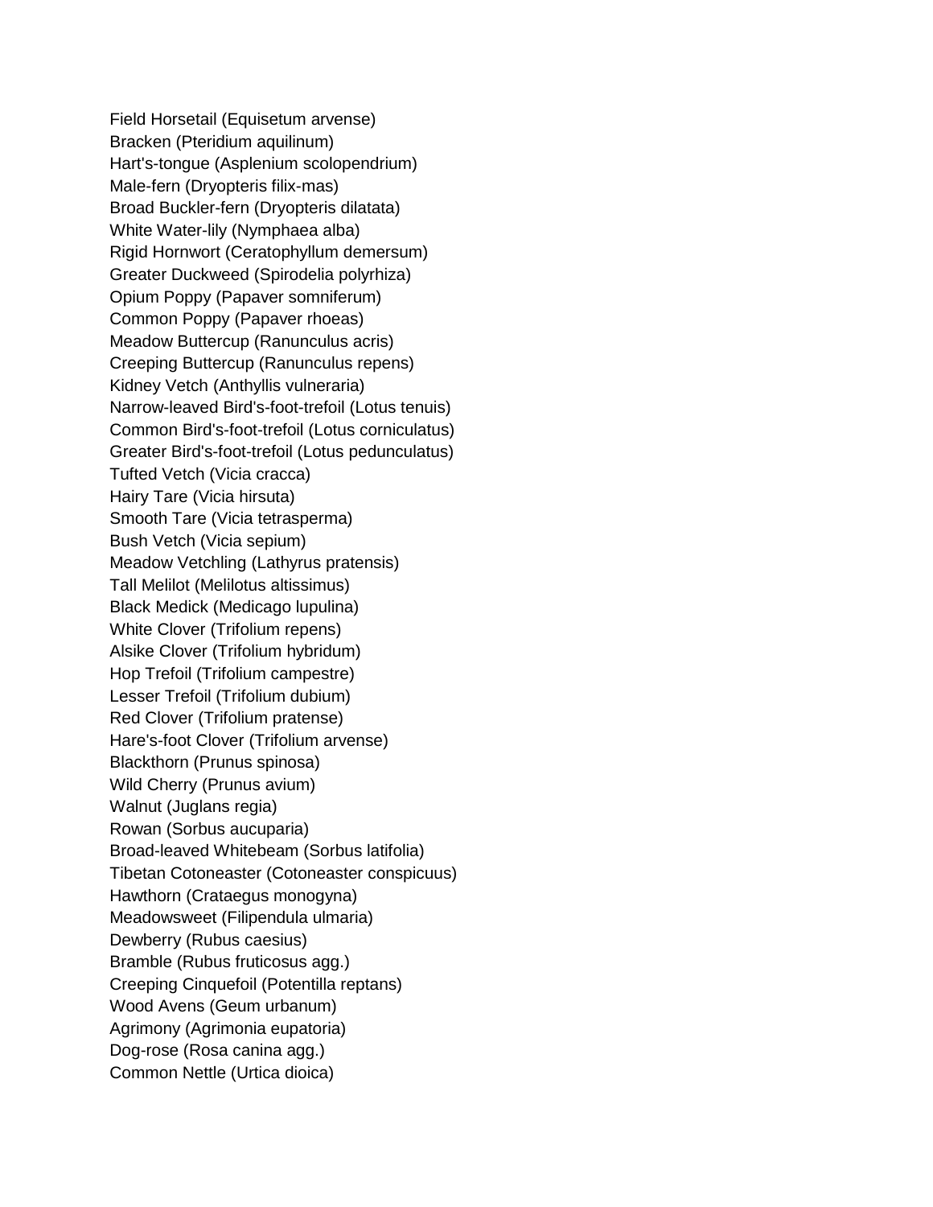Field Horsetail (Equisetum arvense)
Bracken (Pteridium aquilinum)
Hart's-tongue (Asplenium scolopendrium)
Male-fern (Dryopteris filix-mas)
Broad Buckler-fern (Dryopteris dilatata)
White Water-lily (Nymphaea alba)
Rigid Hornwort (Ceratophyllum demersum)
Greater Duckweed (Spirodelia polyrhiza)
Opium Poppy (Papaver somniferum)
Common Poppy (Papaver rhoeas)
Meadow Buttercup (Ranunculus acris)
Creeping Buttercup (Ranunculus repens)
Kidney Vetch (Anthyllis vulneraria)
Narrow-leaved Bird's-foot-trefoil (Lotus tenuis)
Common Bird's-foot-trefoil (Lotus corniculatus)
Greater Bird's-foot-trefoil (Lotus pedunculatus)
Tufted Vetch (Vicia cracca)
Hairy Tare (Vicia hirsuta)
Smooth Tare (Vicia tetrasperma)
Bush Vetch (Vicia sepium)
Meadow Vetchling (Lathyrus pratensis)
Tall Melilot (Melilotus altissimus)
Black Medick (Medicago lupulina)
White Clover (Trifolium repens)
Alsike Clover (Trifolium hybridum)
Hop Trefoil (Trifolium campestre)
Lesser Trefoil (Trifolium dubium)
Red Clover (Trifolium pratense)
Hare's-foot Clover (Trifolium arvense)
Blackthorn (Prunus spinosa)
Wild Cherry (Prunus avium)
Walnut (Juglans regia)
Rowan (Sorbus aucuparia)
Broad-leaved Whitebeam (Sorbus latifolia)
Tibetan Cotoneaster (Cotoneaster conspicuus)
Hawthorn (Crataegus monogyna)
Meadowsweet (Filipendula ulmaria)
Dewberry (Rubus caesius)
Bramble (Rubus fruticosus agg.)
Creeping Cinquefoil (Potentilla reptans)
Wood Avens (Geum urbanum)
Agrimony (Agrimonia eupatoria)
Dog-rose (Rosa canina agg.)
Common Nettle (Urtica dioica)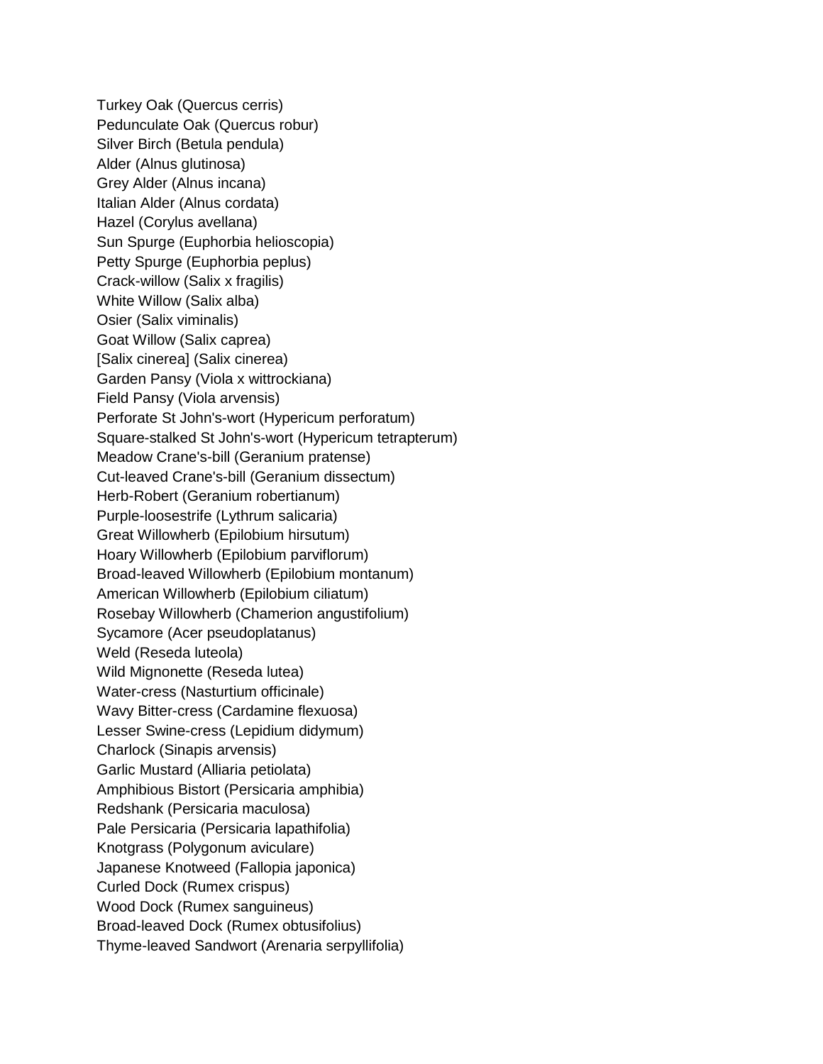Turkey Oak (Quercus cerris)
Pedunculate Oak (Quercus robur)
Silver Birch (Betula pendula)
Alder (Alnus glutinosa)
Grey Alder (Alnus incana)
Italian Alder (Alnus cordata)
Hazel (Corylus avellana)
Sun Spurge (Euphorbia helioscopia)
Petty Spurge (Euphorbia peplus)
Crack-willow (Salix x fragilis)
White Willow (Salix alba)
Osier (Salix viminalis)
Goat Willow (Salix caprea)
[Salix cinerea] (Salix cinerea)
Garden Pansy (Viola x wittrockiana)
Field Pansy (Viola arvensis)
Perforate St John's-wort (Hypericum perforatum)
Square-stalked St John's-wort (Hypericum tetrapterum)
Meadow Crane's-bill (Geranium pratense)
Cut-leaved Crane's-bill (Geranium dissectum)
Herb-Robert (Geranium robertianum)
Purple-loosestrife (Lythrum salicaria)
Great Willowherb (Epilobium hirsutum)
Hoary Willowherb (Epilobium parviflorum)
Broad-leaved Willowherb (Epilobium montanum)
American Willowherb (Epilobium ciliatum)
Rosebay Willowherb (Chamerion angustifolium)
Sycamore (Acer pseudoplatanus)
Weld (Reseda luteola)
Wild Mignonette (Reseda lutea)
Water-cress (Nasturtium officinale)
Wavy Bitter-cress (Cardamine flexuosa)
Lesser Swine-cress (Lepidium didymum)
Charlock (Sinapis arvensis)
Garlic Mustard (Alliaria petiolata)
Amphibious Bistort (Persicaria amphibia)
Redshank (Persicaria maculosa)
Pale Persicaria (Persicaria lapathifolia)
Knotgrass (Polygonum aviculare)
Japanese Knotweed (Fallopia japonica)
Curled Dock (Rumex crispus)
Wood Dock (Rumex sanguineus)
Broad-leaved Dock (Rumex obtusifolius)
Thyme-leaved Sandwort (Arenaria serpyllifolia)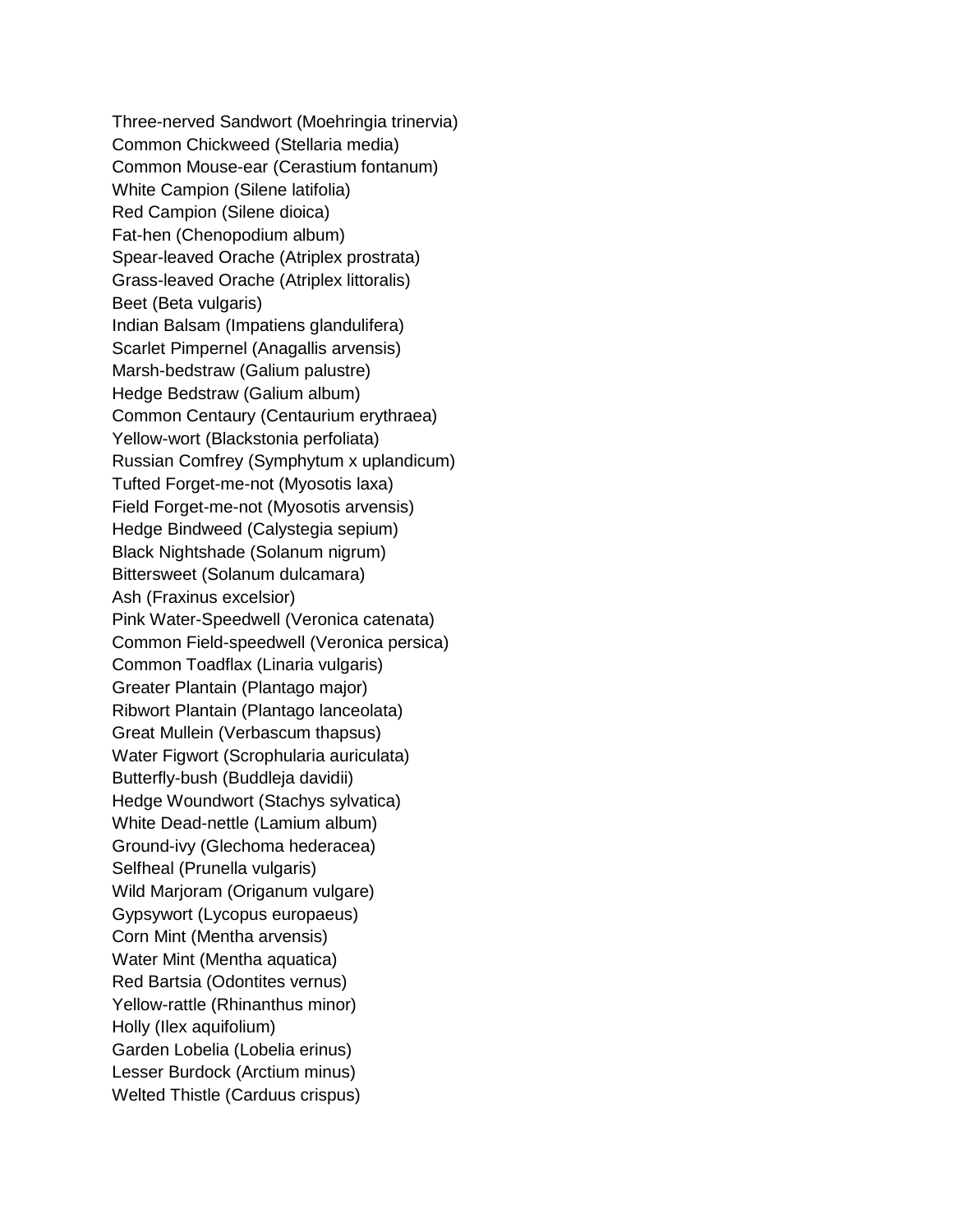Three-nerved Sandwort (Moehringia trinervia)
Common Chickweed (Stellaria media)
Common Mouse-ear (Cerastium fontanum)
White Campion (Silene latifolia)
Red Campion (Silene dioica)
Fat-hen (Chenopodium album)
Spear-leaved Orache (Atriplex prostrata)
Grass-leaved Orache (Atriplex littoralis)
Beet (Beta vulgaris)
Indian Balsam (Impatiens glandulifera)
Scarlet Pimpernel (Anagallis arvensis)
Marsh-bedstraw (Galium palustre)
Hedge Bedstraw (Galium album)
Common Centaury (Centaurium erythraea)
Yellow-wort (Blackstonia perfoliata)
Russian Comfrey (Symphytum x uplandicum)
Tufted Forget-me-not (Myosotis laxa)
Field Forget-me-not (Myosotis arvensis)
Hedge Bindweed (Calystegia sepium)
Black Nightshade (Solanum nigrum)
Bittersweet (Solanum dulcamara)
Ash (Fraxinus excelsior)
Pink Water-Speedwell (Veronica catenata)
Common Field-speedwell (Veronica persica)
Common Toadflax (Linaria vulgaris)
Greater Plantain (Plantago major)
Ribwort Plantain (Plantago lanceolata)
Great Mullein (Verbascum thapsus)
Water Figwort (Scrophularia auriculata)
Butterfly-bush (Buddleja davidii)
Hedge Woundwort (Stachys sylvatica)
White Dead-nettle (Lamium album)
Ground-ivy (Glechoma hederacea)
Selfheal (Prunella vulgaris)
Wild Marjoram (Origanum vulgare)
Gypsywort (Lycopus europaeus)
Corn Mint (Mentha arvensis)
Water Mint (Mentha aquatica)
Red Bartsia (Odontites vernus)
Yellow-rattle (Rhinanthus minor)
Holly (Ilex aquifolium)
Garden Lobelia (Lobelia erinus)
Lesser Burdock (Arctium minus)
Welted Thistle (Carduus crispus)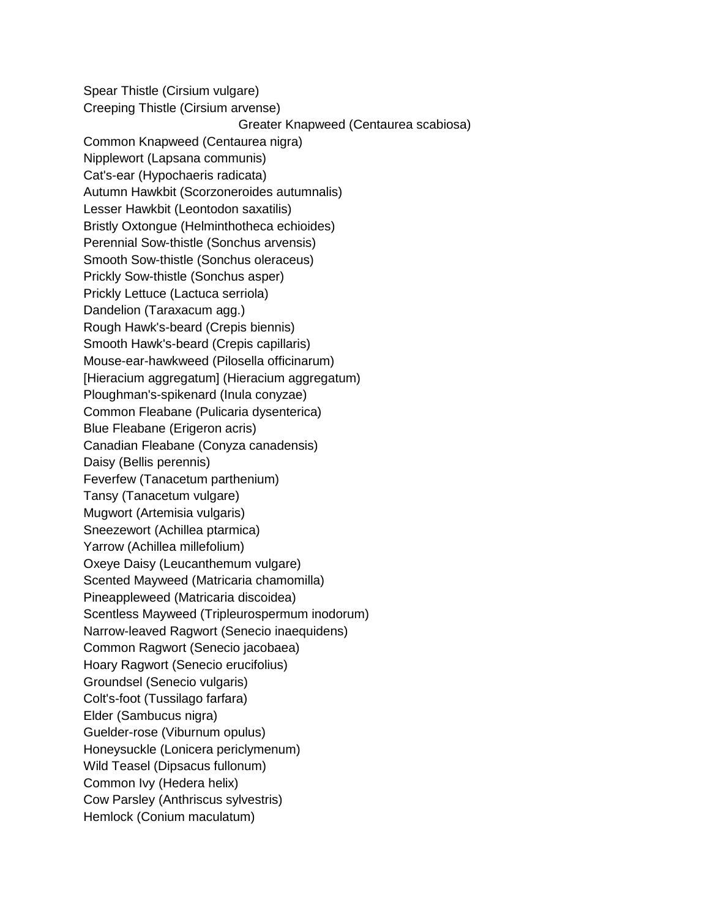Spear Thistle (Cirsium vulgare)
Creeping Thistle (Cirsium arvense)
Greater Knapweed (Centaurea scabiosa)
Common Knapweed (Centaurea nigra)
Nipplewort (Lapsana communis)
Cat's-ear (Hypochaeris radicata)
Autumn Hawkbit (Scorzoneroides autumnalis)
Lesser Hawkbit (Leontodon saxatilis)
Bristly Oxtongue (Helminthotheca echioides)
Perennial Sow-thistle (Sonchus arvensis)
Smooth Sow-thistle (Sonchus oleraceus)
Prickly Sow-thistle (Sonchus asper)
Prickly Lettuce (Lactuca serriola)
Dandelion (Taraxacum agg.)
Rough Hawk's-beard (Crepis biennis)
Smooth Hawk's-beard (Crepis capillaris)
Mouse-ear-hawkweed (Pilosella officinarum)
[Hieracium aggregatum] (Hieracium aggregatum)
Ploughman's-spikenard (Inula conyzae)
Common Fleabane (Pulicaria dysenterica)
Blue Fleabane (Erigeron acris)
Canadian Fleabane (Conyza canadensis)
Daisy (Bellis perennis)
Feverfew (Tanacetum parthenium)
Tansy (Tanacetum vulgare)
Mugwort (Artemisia vulgaris)
Sneezewort (Achillea ptarmica)
Yarrow (Achillea millefolium)
Oxeye Daisy (Leucanthemum vulgare)
Scented Mayweed (Matricaria chamomilla)
Pineappleweed (Matricaria discoidea)
Scentless Mayweed (Tripleurospermum inodorum)
Narrow-leaved Ragwort (Senecio inaequidens)
Common Ragwort (Senecio jacobaea)
Hoary Ragwort (Senecio erucifolius)
Groundsel (Senecio vulgaris)
Colt's-foot (Tussilago farfara)
Elder (Sambucus nigra)
Guelder-rose (Viburnum opulus)
Honeysuckle (Lonicera periclymenum)
Wild Teasel (Dipsacus fullonum)
Common Ivy (Hedera helix)
Cow Parsley (Anthriscus sylvestris)
Hemlock (Conium maculatum)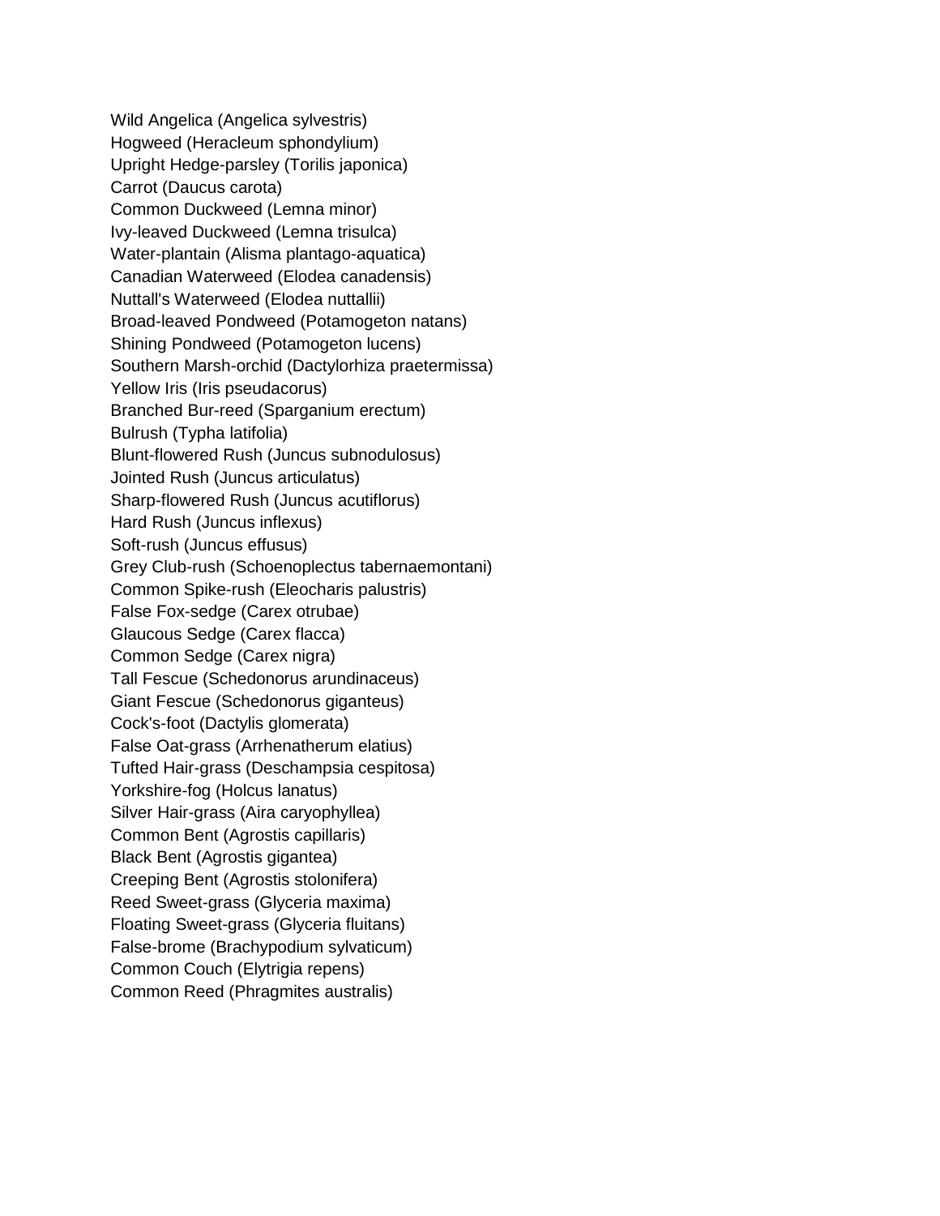Wild Angelica (Angelica sylvestris)
Hogweed (Heracleum sphondylium)
Upright Hedge-parsley (Torilis japonica)
Carrot (Daucus carota)
Common Duckweed (Lemna minor)
Ivy-leaved Duckweed (Lemna trisulca)
Water-plantain (Alisma plantago-aquatica)
Canadian Waterweed (Elodea canadensis)
Nuttall's Waterweed (Elodea nuttallii)
Broad-leaved Pondweed (Potamogeton natans)
Shining Pondweed (Potamogeton lucens)
Southern Marsh-orchid (Dactylorhiza praetermissa)
Yellow Iris (Iris pseudacorus)
Branched Bur-reed (Sparganium erectum)
Bulrush (Typha latifolia)
Blunt-flowered Rush (Juncus subnodulosus)
Jointed Rush (Juncus articulatus)
Sharp-flowered Rush (Juncus acutiflorus)
Hard Rush (Juncus inflexus)
Soft-rush (Juncus effusus)
Grey Club-rush (Schoenoplectus tabernaemontani)
Common Spike-rush (Eleocharis palustris)
False Fox-sedge (Carex otrubae)
Glaucous Sedge (Carex flacca)
Common Sedge (Carex nigra)
Tall Fescue (Schedonorus arundinaceus)
Giant Fescue (Schedonorus giganteus)
Cock's-foot (Dactylis glomerata)
False Oat-grass (Arrhenatherum elatius)
Tufted Hair-grass (Deschampsia cespitosa)
Yorkshire-fog (Holcus lanatus)
Silver Hair-grass (Aira caryophyllea)
Common Bent (Agrostis capillaris)
Black Bent (Agrostis gigantea)
Creeping Bent (Agrostis stolonifera)
Reed Sweet-grass (Glyceria maxima)
Floating Sweet-grass (Glyceria fluitans)
False-brome (Brachypodium sylvaticum)
Common Couch (Elytrigia repens)
Common Reed (Phragmites australis)